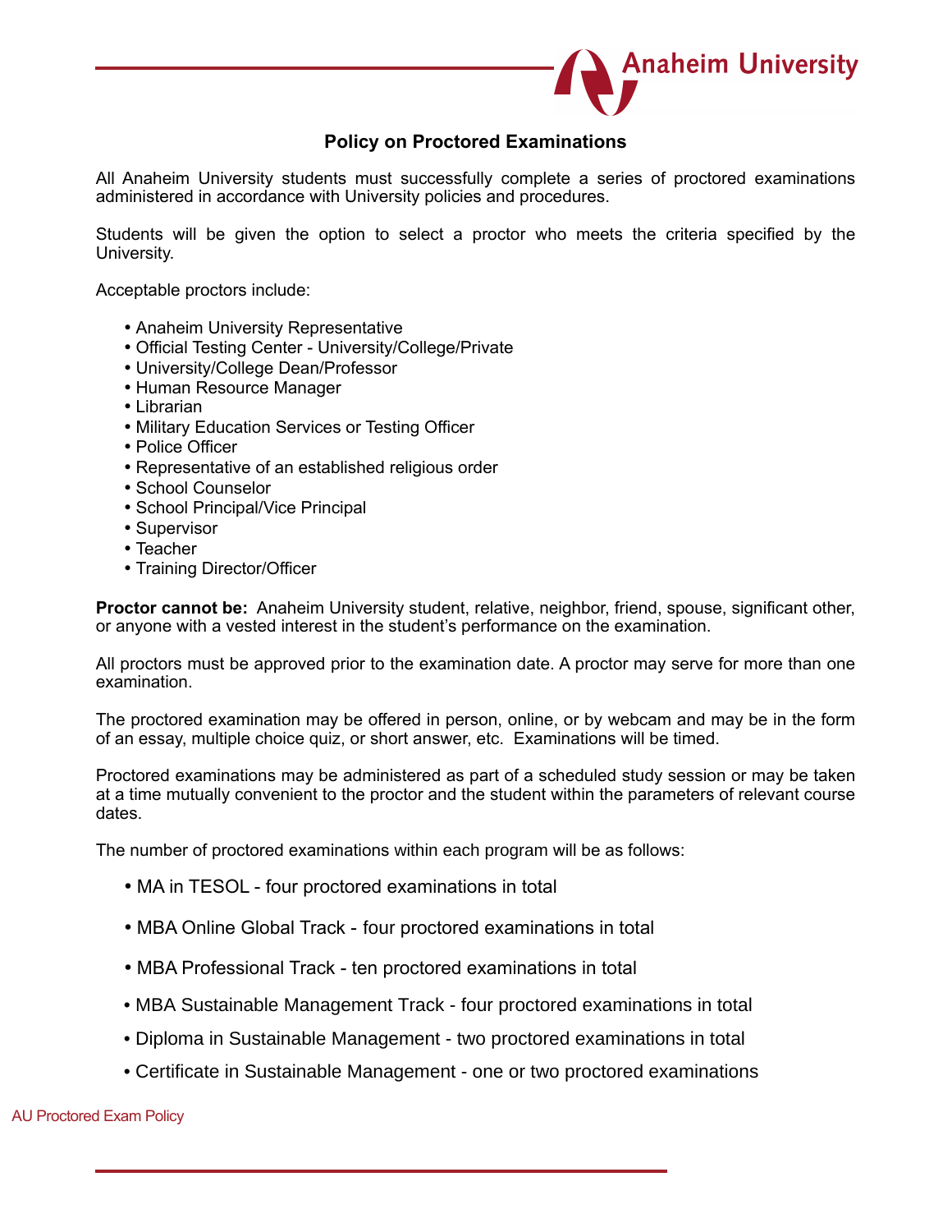# Policy on Proctored Examinations

All Anaheim University students must successfully complete a series of proctored examinations administered in accordance with University policies and procedures.

Students will be given the option to select a proctor who meets the criteria specified by the University.

Acceptable proctors include:

- Anaheim University Representative
- Official Testing Center - University/College/Private
- University/College Dean/Professor
- Human Resource Manager
- Librarian
- Military Education Services or Testing Officer
- Police Officer
- Representative of an established religious order
- School Counselor
- School Principal/Vice Principal
- Supervisor
- Teacher
- Training Director/Officer

**Proctor cannot be:** Anaheim University student, relative, neighbor, friend, spouse, significant other, or anyone with a vested interest in the student's performance on the examination.

All proctors must be approved prior to the examination date. A proctor may serve for more than one examination.

The proctored examination may be offered in person, online, or by webcam and may be in the form of an essay, multiple choice quiz, or short answer, etc. Examinations will be timed.

Proctored examinations may be administered as part of a scheduled study session or may be taken at a time mutually convenient to the proctor and the student within the parameters of relevant course dates.

The number of proctored examinations within each program will be as follows:

- MA in TESOL - four proctored examinations in total
- MBA Online Global Track - four proctored examinations in total
- MBA Professional Track - ten proctored examinations in total
- MBA Sustainable Management Track - four proctored examinations in total
- Diploma in Sustainable Management - two proctored examinations in total
- Certificate in Sustainable Management - one or two proctored examinations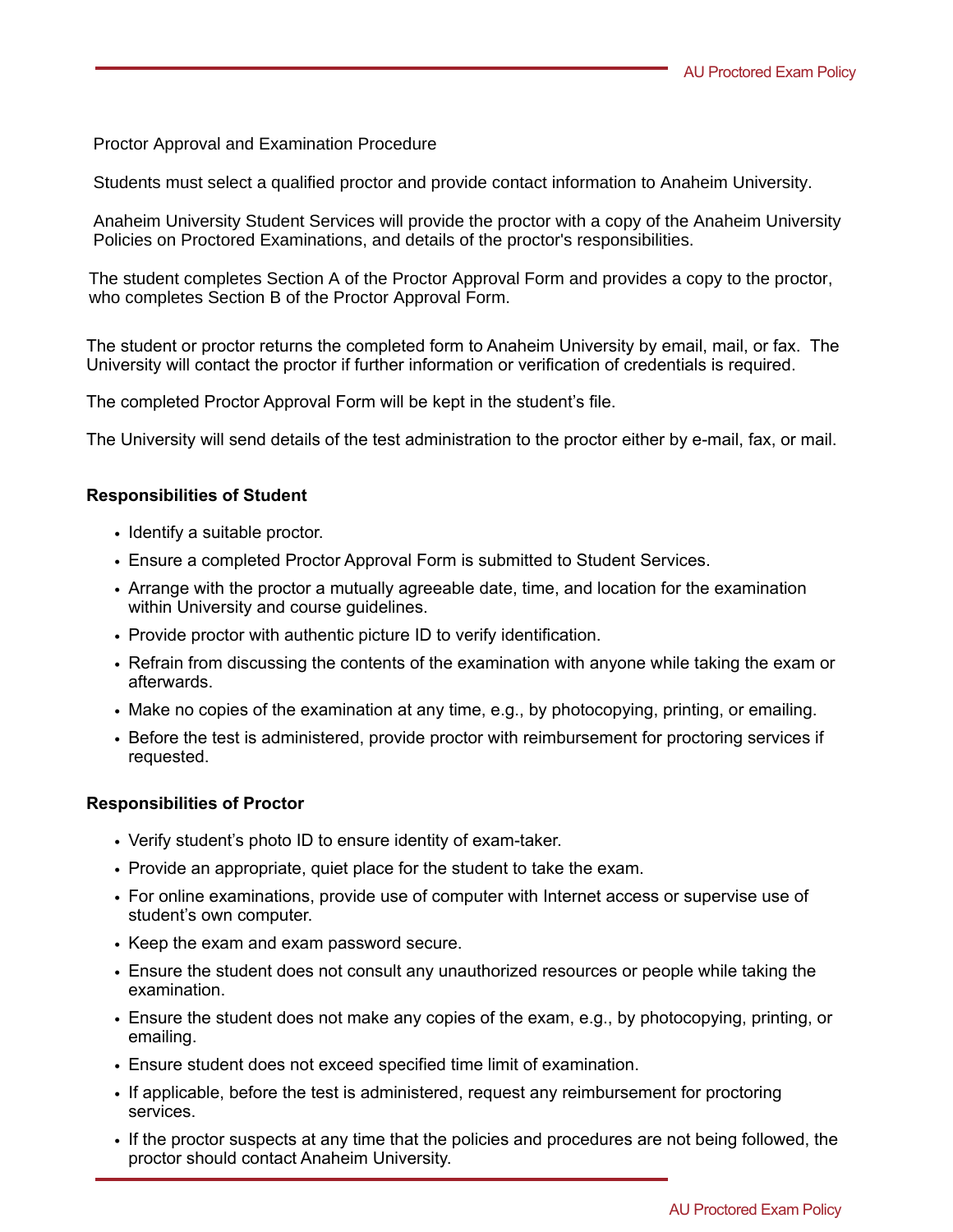Proctor Approval and Examination Procedure

Students must select a qualified proctor and provide contact information to Anaheim University.

Anaheim University Student Services will provide the proctor with a copy of the Anaheim University Policies on Proctored Examinations, and details of the proctor's responsibilities.

The student completes Section A of the Proctor Approval Form and provides a copy to the proctor, who completes Section B of the Proctor Approval Form.

The student or proctor returns the completed form to Anaheim University by email, mail, or fax. The University will contact the proctor if further information or verification of credentials is required.

The completed Proctor Approval Form will be kept in the student's file.

The University will send details of the test administration to the proctor either by e-mail, fax, or mail.

**Responsibilities of Student**

- Identify a suitable proctor.
- Ensure a completed Proctor Approval Form is submitted to Student Services.
- Arrange with the proctor a mutually agreeable date, time, and location for the examination within University and course guidelines.
- Provide proctor with authentic picture ID to verify identification.
- Refrain from discussing the contents of the examination with anyone while taking the exam or afterwards.
- Make no copies of the examination at any time, e.g., by photocopying, printing, or emailing.
- Before the test is administered, provide proctor with reimbursement for proctoring services if requested.

**Responsibilities of Proctor**

- Verify student's photo ID to ensure identity of exam-taker.
- Provide an appropriate, quiet place for the student to take the exam.
- For online examinations, provide use of computer with Internet access or supervise use of student's own computer.
- Keep the exam and exam password secure.
- Ensure the student does not consult any unauthorized resources or people while taking the examination.
- Ensure the student does not make any copies of the exam, e.g., by photocopying, printing, or emailing.
- Ensure student does not exceed specified time limit of examination.
- If applicable, before the test is administered, request any reimbursement for proctoring services.
- If the proctor suspects at any time that the policies and procedures are not being followed, the proctor should contact Anaheim University.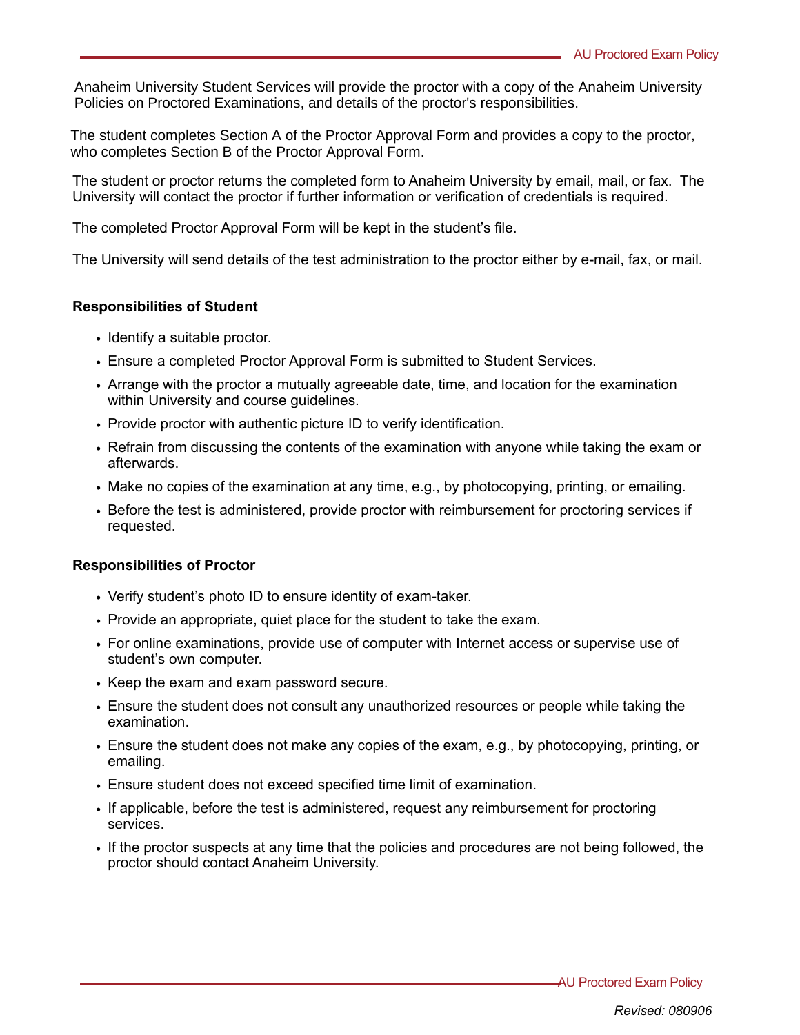Anaheim University Student Services will provide the proctor with a copy of the Anaheim University Policies on Proctored Examinations, and details of the proctor's responsibilities.

The student completes Section A of the Proctor Approval Form and provides a copy to the proctor, who completes Section B of the Proctor Approval Form.

The student or proctor returns the completed form to Anaheim University by email, mail, or fax.  The University will contact the proctor if further information or verification of credentials is required.

The completed Proctor Approval Form will be kept in the student's file.

The University will send details of the test administration to the proctor either by e-mail, fax, or mail.

**Responsibilities of Student**

- Identify a suitable proctor.
- Ensure a completed Proctor Approval Form is submitted to Student Services.
- Arrange with the proctor a mutually agreeable date, time, and location for the examination within University and course guidelines.
- Provide proctor with authentic picture ID to verify identification.
- Refrain from discussing the contents of the examination with anyone while taking the exam or afterwards.
- Make no copies of the examination at any time, e.g., by photocopying, printing, or emailing.
- Before the test is administered, provide proctor with reimbursement for proctoring services if requested.

**Responsibilities of Proctor**

- Verify student's photo ID to ensure identity of exam-taker.
- Provide an appropriate, quiet place for the student to take the exam.
- For online examinations, provide use of computer with Internet access or supervise use of student's own computer.
- Keep the exam and exam password secure.
- Ensure the student does not consult any unauthorized resources or people while taking the examination.
- Ensure the student does not make any copies of the exam, e.g., by photocopying, printing, or emailing.
- Ensure student does not exceed specified time limit of examination.
- If applicable, before the test is administered, request any reimbursement for proctoring services.
- If the proctor suspects at any time that the policies and procedures are not being followed, the proctor should contact Anaheim University.

*Revised: 080906*